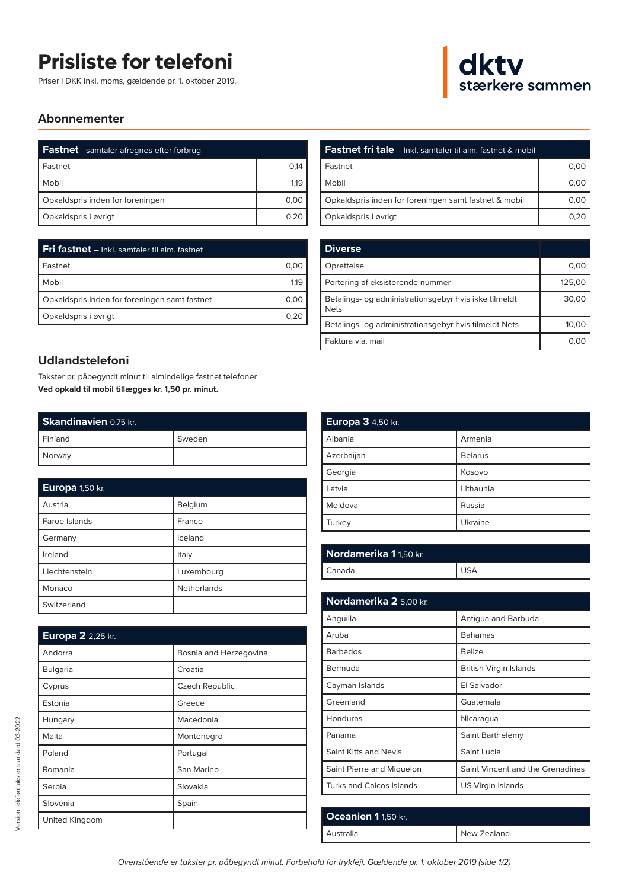# Prisliste for telefoni

Priser i DKK inkl. moms, gældende pr. 1. oktober 2019.

dktv
stærkere sammen

## Abonnementer

| **Fastnet** - samtaler afregnes efter forbrug | |
|---|---|
| Fastnet | 0,14 |
| Mobil | 1,19 |
| Opkaldspris inden for foreningen | 0,00 |
| Opkaldspris i øvrigt | 0,20 |

| **Fri fastnet** – Inkl. samtaler til alm. fastnet | |
|---|---|
| Fastnet | 0,00 |
| Mobil | 1,19 |
| Opkaldspris inden for foreningen samt fastnet | 0,00 |
| Opkaldspris i øvrigt | 0,20 |

| **Fastnet fri tale** – Inkl. samtaler til alm. fastnet & mobil | |
|---|---|
| Fastnet | 0,00 |
| Mobil | 0,00 |
| Opkaldspris inden for foreningen samt fastnet & mobil | 0,00 |
| Opkaldspris i øvrigt | 0,20 |

| **Diverse** | |
|---|---|
| Oprettelse | 0,00 |
| Portering af eksisterende nummer | 125,00 |
| Betalings- og administrationsgebyr hvis ikke tilmeldt Nets | 30,00 |
| Betalings- og administrationsgebyr hvis tilmeldt Nets | 10,00 |
| Faktura via. mail | 0,00 |

## Udlandstelefoni

Takster pr. påbegyndt minut til almindelige fastnet telefoner.
**Ved opkald til mobil tillægges kr. 1,50 pr. minut.**

| **Skandinavien** 0,75 kr. | |
|---|---|
| Finland | Sweden |
| Norway | |

| **Europa** 1,50 kr. | |
|---|---|
| Austria | Belgium |
| Faroe Islands | France |
| Germany | Iceland |
| Ireland | Italy |
| Liechtenstein | Luxembourg |
| Monaco | Netherlands |
| Switzerland | |

| **Europa 2** 2,25 kr. | |
|---|---|
| Andorra | Bosnia and Herzegovina |
| Bulgaria | Croatia |
| Cyprus | Czech Republic |
| Estonia | Greece |
| Hungary | Macedonia |
| Malta | Montenegro |
| Poland | Portugal |
| Romania | San Marino |
| Serbia | Slovakia |
| Slovenia | Spain |
| United Kingdom | |

| **Europa 3** 4,50 kr. | |
|---|---|
| Albania | Armenia |
| Azerbaijan | Belarus |
| Georgia | Kosovo |
| Latvia | Lithaunia |
| Moldova | Russia |
| Turkey | Ukraine |

| **Nordamerika 1** 1,50 kr. | |
|---|---|
| Canada | USA |

| **Nordamerika 2** 5,00 kr. | |
|---|---|
| Anguilla | Antigua and Barbuda |
| Aruba | Bahamas |
| Barbados | Belize |
| Bermuda | British Virgin Islands |
| Cayman Islands | El Salvador |
| Greenland | Guatemala |
| Honduras | Nicaragua |
| Panama | Saint Barthelemy |
| Saint Kitts and Nevis | Saint Lucia |
| Saint Pierre and Miquelon | Saint Vincent and the Grenadines |
| Turks and Caicos Islands | US Virgin Islands |

| **Oceanien 1** 1,50 kr. | |
|---|---|
| Australia | New Zealand |

Version telefontakster standard 03-2022

*Ovenstående er takster pr. påbegyndt minut. Forbehold for trykfejl. Gældende pr. 1. oktober 2019 (side 1/2)*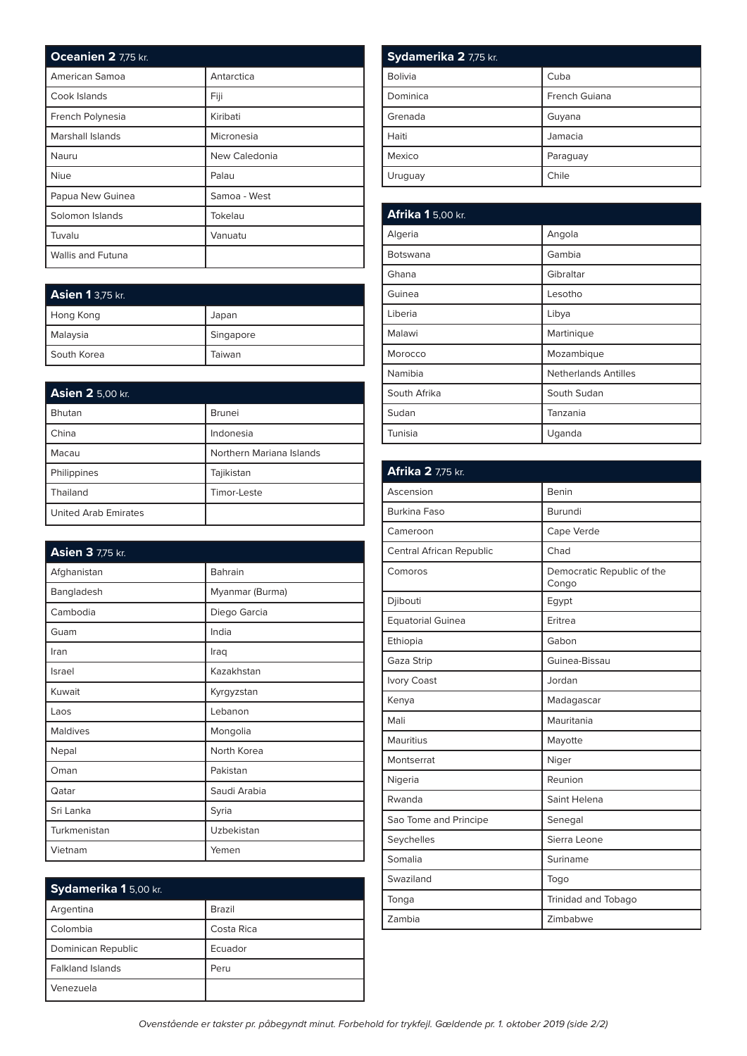| Oceanien 2 7,75 kr. | |
|---|---|
| American Samoa | Antarctica |
| Cook Islands | Fiji |
| French Polynesia | Kiribati |
| Marshall Islands | Micronesia |
| Nauru | New Caledonia |
| Niue | Palau |
| Papua New Guinea | Samoa - West |
| Solomon Islands | Tokelau |
| Tuvalu | Vanuatu |
| Wallis and Futuna | |

| Asien 1 3,75 kr. | |
|---|---|
| Hong Kong | Japan |
| Malaysia | Singapore |
| South Korea | Taiwan |

| Asien 2 5,00 kr. | |
|---|---|
| Bhutan | Brunei |
| China | Indonesia |
| Macau | Northern Mariana Islands |
| Philippines | Tajikistan |
| Thailand | Timor-Leste |
| United Arab Emirates | |

| Asien 3 7,75 kr. | |
|---|---|
| Afghanistan | Bahrain |
| Bangladesh | Myanmar (Burma) |
| Cambodia | Diego Garcia |
| Guam | India |
| Iran | Iraq |
| Israel | Kazakhstan |
| Kuwait | Kyrgyzstan |
| Laos | Lebanon |
| Maldives | Mongolia |
| Nepal | North Korea |
| Oman | Pakistan |
| Qatar | Saudi Arabia |
| Sri Lanka | Syria |
| Turkmenistan | Uzbekistan |
| Vietnam | Yemen |

| Sydamerika 1 5,00 kr. | |
|---|---|
| Argentina | Brazil |
| Colombia | Costa Rica |
| Dominican Republic | Ecuador |
| Falkland Islands | Peru |
| Venezuela | |

| Sydamerika 2 7,75 kr. | |
|---|---|
| Bolivia | Cuba |
| Dominica | French Guiana |
| Grenada | Guyana |
| Haiti | Jamacia |
| Mexico | Paraguay |
| Uruguay | Chile |

| Afrika 1 5,00 kr. | |
|---|---|
| Algeria | Angola |
| Botswana | Gambia |
| Ghana | Gibraltar |
| Guinea | Lesotho |
| Liberia | Libya |
| Malawi | Martinique |
| Morocco | Mozambique |
| Namibia | Netherlands Antilles |
| South Afrika | South Sudan |
| Sudan | Tanzania |
| Tunisia | Uganda |

| Afrika 2 7,75 kr. | |
|---|---|
| Ascension | Benin |
| Burkina Faso | Burundi |
| Cameroon | Cape Verde |
| Central African Republic | Chad |
| Comoros | Democratic Republic of the Congo |
| Djibouti | Egypt |
| Equatorial Guinea | Eritrea |
| Ethiopia | Gabon |
| Gaza Strip | Guinea-Bissau |
| Ivory Coast | Jordan |
| Kenya | Madagascar |
| Mali | Mauritania |
| Mauritius | Mayotte |
| Montserrat | Niger |
| Nigeria | Reunion |
| Rwanda | Saint Helena |
| Sao Tome and Principe | Senegal |
| Seychelles | Sierra Leone |
| Somalia | Suriname |
| Swaziland | Togo |
| Tonga | Trinidad and Tobago |
| Zambia | Zimbabwe |

*Ovenstående er takster pr. påbegyndt minut. Forbehold for trykfejl. Gældende pr. 1. oktober 2019 (side 2/2)*